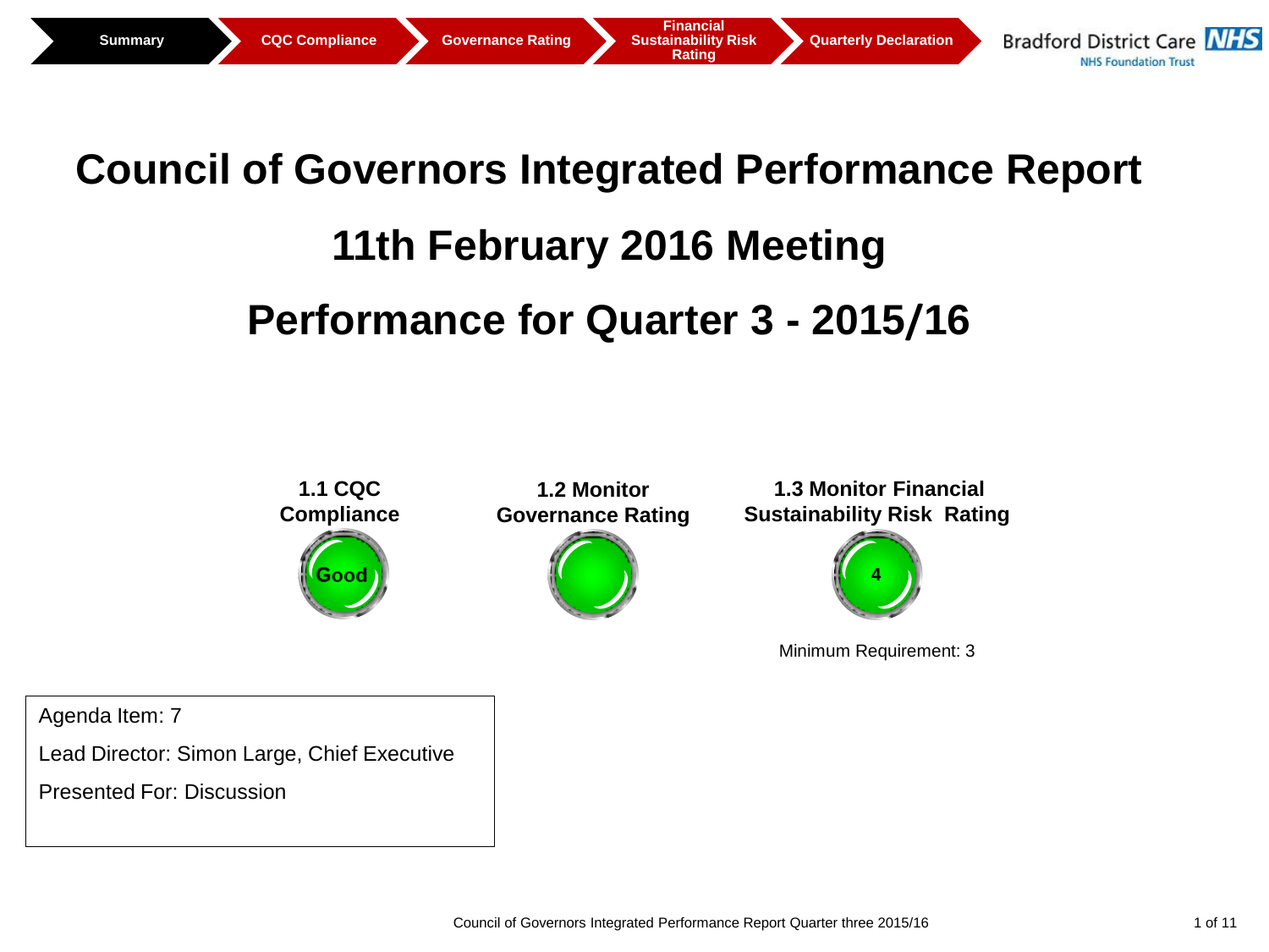Summary | CQC Compliance | Governance Rating | Financial Sustainability Risk Rating | Quarterly Declaration

Bradford District Care NHS Foundation Trust

# Council of Governors Integrated Performance Report

# 11th February 2016 Meeting

# Performance for Quarter 3 - 2015/16

| 1.1 CQC Compliance | 1.2 Monitor Governance Rating | 1.3 Monitor Financial Sustainability Risk Rating |
| --- | --- | --- |
| Good | | 4 |
| | | Minimum Requirement: 3 |

Agenda Item: 7

Lead Director: Simon Large, Chief Executive

Presented For: Discussion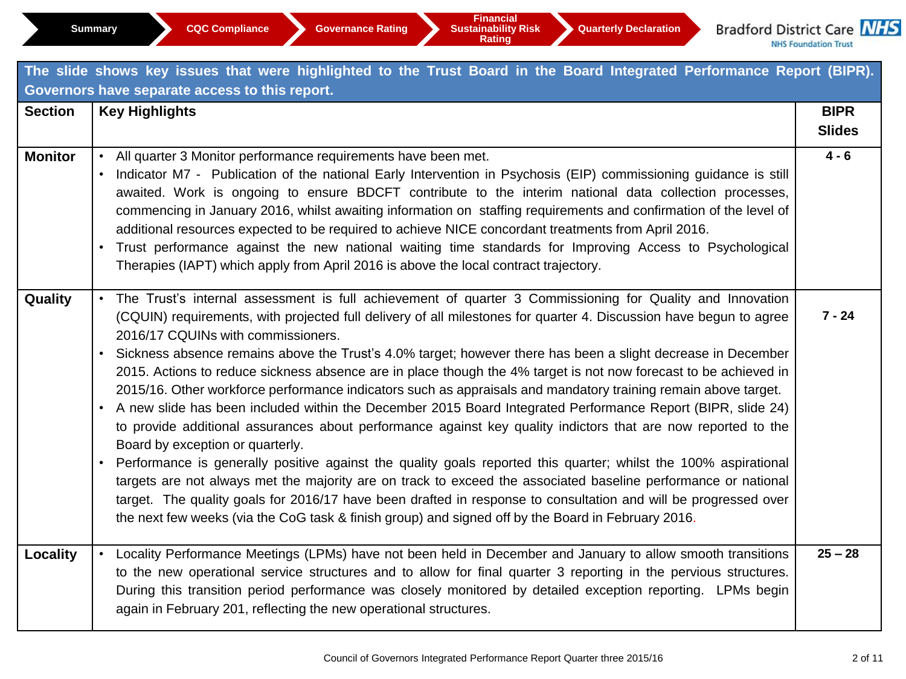Summary | CQC Compliance | Governance Rating | Financial Sustainability Risk Rating | Quarterly Declaration

Bradford District Care NHS Foundation Trust

**The slide shows key issues that were highlighted to the Trust Board in the Board Integrated Performance Report (BIPR). Governors have separate access to this report.**

| Section | Key Highlights | BIPR Slides |
|---|---|---|
| **Monitor** | • All quarter 3 Monitor performance requirements have been met.<br>• Indicator M7 - Publication of the national Early Intervention in Psychosis (EIP) commissioning guidance is still awaited. Work is ongoing to ensure BDCFT contribute to the interim national data collection processes, commencing in January 2016, whilst awaiting information on staffing requirements and confirmation of the level of additional resources expected to be required to achieve NICE concordant treatments from April 2016.<br>• Trust performance against the new national waiting time standards for Improving Access to Psychological Therapies (IAPT) which apply from April 2016 is above the local contract trajectory. | **4 - 6** |
| **Quality** | • The Trust's internal assessment is full achievement of quarter 3 Commissioning for Quality and Innovation (CQUIN) requirements, with projected full delivery of all milestones for quarter 4. Discussion have begun to agree 2016/17 CQUINs with commissioners.<br>• Sickness absence remains above the Trust's 4.0% target; however there has been a slight decrease in December 2015. Actions to reduce sickness absence are in place though the 4% target is not now forecast to be achieved in 2015/16. Other workforce performance indicators such as appraisals and mandatory training remain above target.<br>• A new slide has been included within the December 2015 Board Integrated Performance Report (BIPR, slide 24) to provide additional assurances about performance against key quality indictors that are now reported to the Board by exception or quarterly.<br>• Performance is generally positive against the quality goals reported this quarter; whilst the 100% aspirational targets are not always met the majority are on track to exceed the associated baseline performance or national target. The quality goals for 2016/17 have been drafted in response to consultation and will be progressed over the next few weeks (via the CoG task & finish group) and signed off by the Board in February 2016. | **7 - 24** |
| **Locality** | • Locality Performance Meetings (LPMs) have not been held in December and January to allow smooth transitions to the new operational service structures and to allow for final quarter 3 reporting in the pervious structures. During this transition period performance was closely monitored by detailed exception reporting. LPMs begin again in February 201, reflecting the new operational structures. | **25 – 28** |

Council of Governors Integrated Performance Report Quarter three 2015/16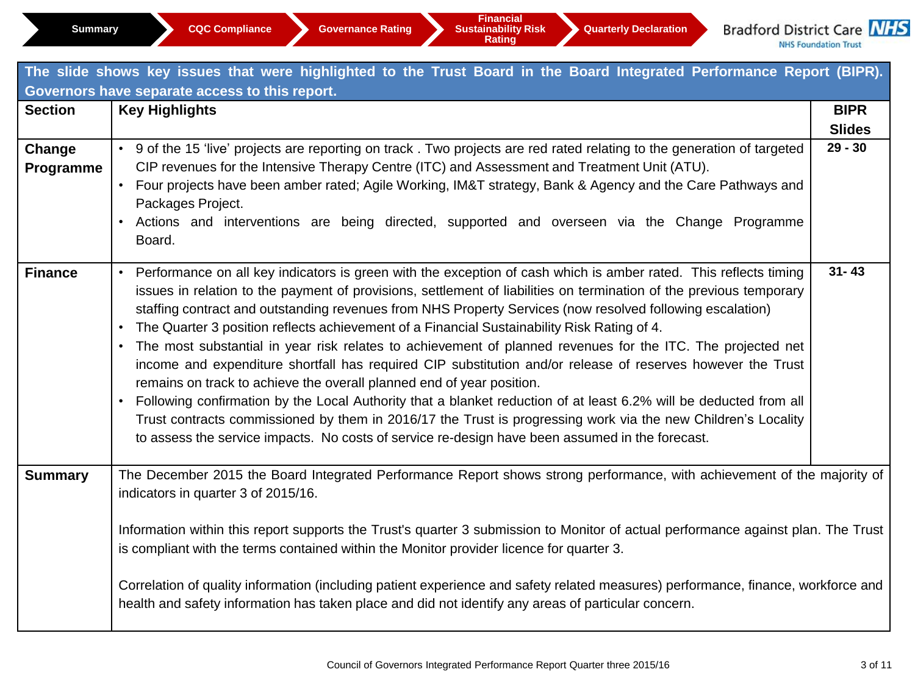Summary | CQC Compliance | Governance Rating | Financial Sustainability Risk Rating | Quarterly Declaration

Bradford District Care NHS Foundation Trust

**The slide shows key issues that were highlighted to the Trust Board in the Board Integrated Performance Report (BIPR). Governors have separate access to this report.**

| Section | Key Highlights | BIPR Slides |
|---|---|---|
| **Change Programme** | • 9 of the 15 'live' projects are reporting on track . Two projects are red rated relating to the generation of targeted CIP revenues for the Intensive Therapy Centre (ITC) and Assessment and Treatment Unit (ATU).<br>• Four projects have been amber rated; Agile Working, IM&T strategy, Bank & Agency and the Care Pathways and Packages Project.<br>• Actions and interventions are being directed, supported and overseen via the Change Programme Board. | **29 - 30** |
| **Finance** | • Performance on all key indicators is green with the exception of cash which is amber rated. This reflects timing issues in relation to the payment of provisions, settlement of liabilities on termination of the previous temporary staffing contract and outstanding revenues from NHS Property Services (now resolved following escalation)<br>• The Quarter 3 position reflects achievement of a Financial Sustainability Risk Rating of 4.<br>• The most substantial in year risk relates to achievement of planned revenues for the ITC. The projected net income and expenditure shortfall has required CIP substitution and/or release of reserves however the Trust remains on track to achieve the overall planned end of year position.<br>• Following confirmation by the Local Authority that a blanket reduction of at least 6.2% will be deducted from all Trust contracts commissioned by them in 2016/17 the Trust is progressing work via the new Children's Locality to assess the service impacts. No costs of service re-design have been assumed in the forecast. | **31- 43** |
| **Summary** | The December 2015 the Board Integrated Performance Report shows strong performance, with achievement of the majority of indicators in quarter 3 of 2015/16.<br><br>Information within this report supports the Trust's quarter 3 submission to Monitor of actual performance against plan. The Trust is compliant with the terms contained within the Monitor provider licence for quarter 3.<br><br>Correlation of quality information (including patient experience and safety related measures) performance, finance, workforce and health and safety information has taken place and did not identify any areas of particular concern. | |

Council of Governors Integrated Performance Report Quarter three 2015/16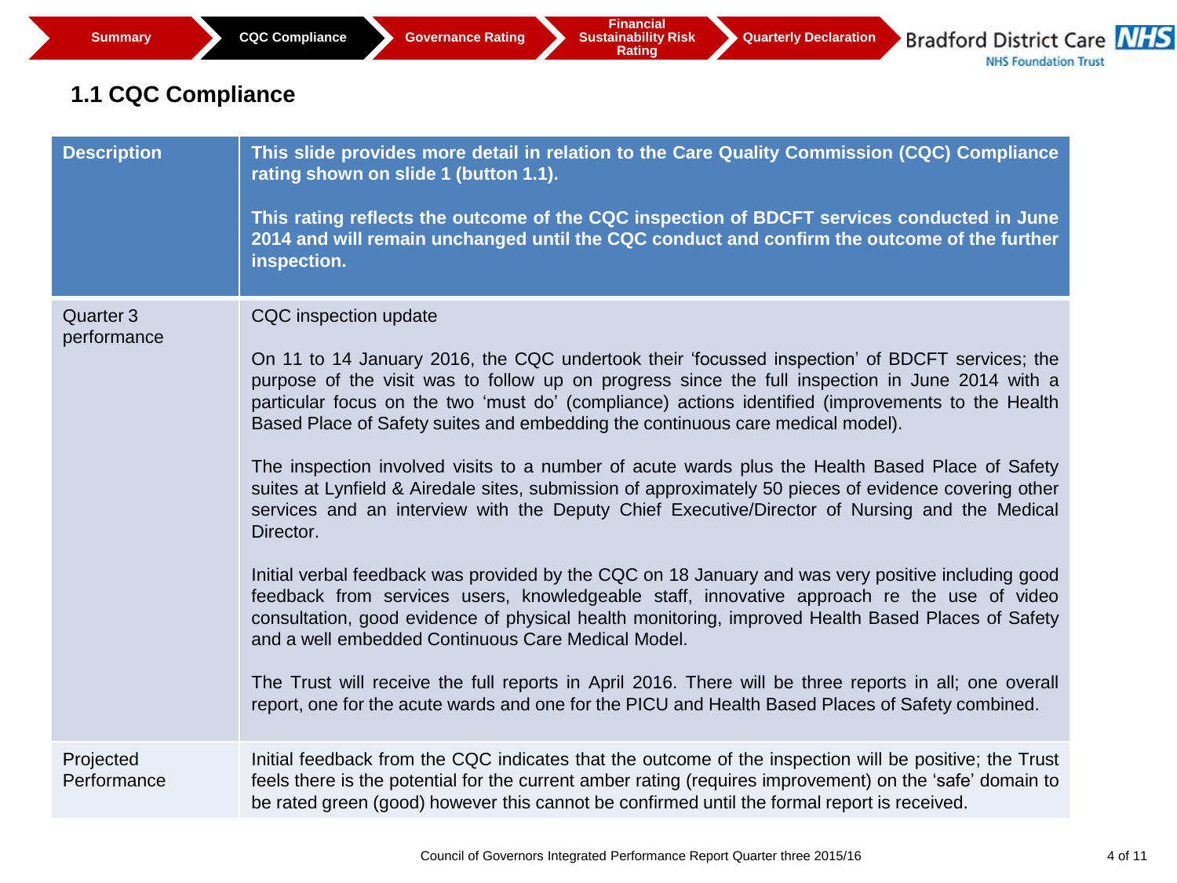Summary | CQC Compliance | Governance Rating | Financial Sustainability Risk Rating | Quarterly Declaration

Bradford District Care NHS Foundation Trust

## 1.1 CQC Compliance

| Description | This slide provides more detail in relation to the Care Quality Commission (CQC) Compliance rating shown on slide 1 (button 1.1).<br><br>This rating reflects the outcome of the CQC inspection of BDCFT services conducted in June 2014 and will remain unchanged until the CQC conduct and confirm the outcome of the further inspection. |
|---|---|
| Quarter 3 performance | CQC inspection update<br><br>On 11 to 14 January 2016, the CQC undertook their 'focussed inspection' of BDCFT services; the purpose of the visit was to follow up on progress since the full inspection in June 2014 with a particular focus on the two 'must do' (compliance) actions identified (improvements to the Health Based Place of Safety suites and embedding the continuous care medical model).<br><br>The inspection involved visits to a number of acute wards plus the Health Based Place of Safety suites at Lynfield & Airedale sites, submission of approximately 50 pieces of evidence covering other services and an interview with the Deputy Chief Executive/Director of Nursing and the Medical Director.<br><br>Initial verbal feedback was provided by the CQC on 18 January and was very positive including good feedback from services users, knowledgeable staff, innovative approach re the use of video consultation, good evidence of physical health monitoring, improved Health Based Places of Safety and a well embedded Continuous Care Medical Model.<br><br>The Trust will receive the full reports in April 2016. There will be three reports in all; one overall report, one for the acute wards and one for the PICU and Health Based Places of Safety combined. |
| Projected Performance | Initial feedback from the CQC indicates that the outcome of the inspection will be positive; the Trust feels there is the potential for the current amber rating (requires improvement) on the 'safe' domain to be rated green (good) however this cannot be confirmed until the formal report is received. |

Council of Governors Integrated Performance Report Quarter three 2015/16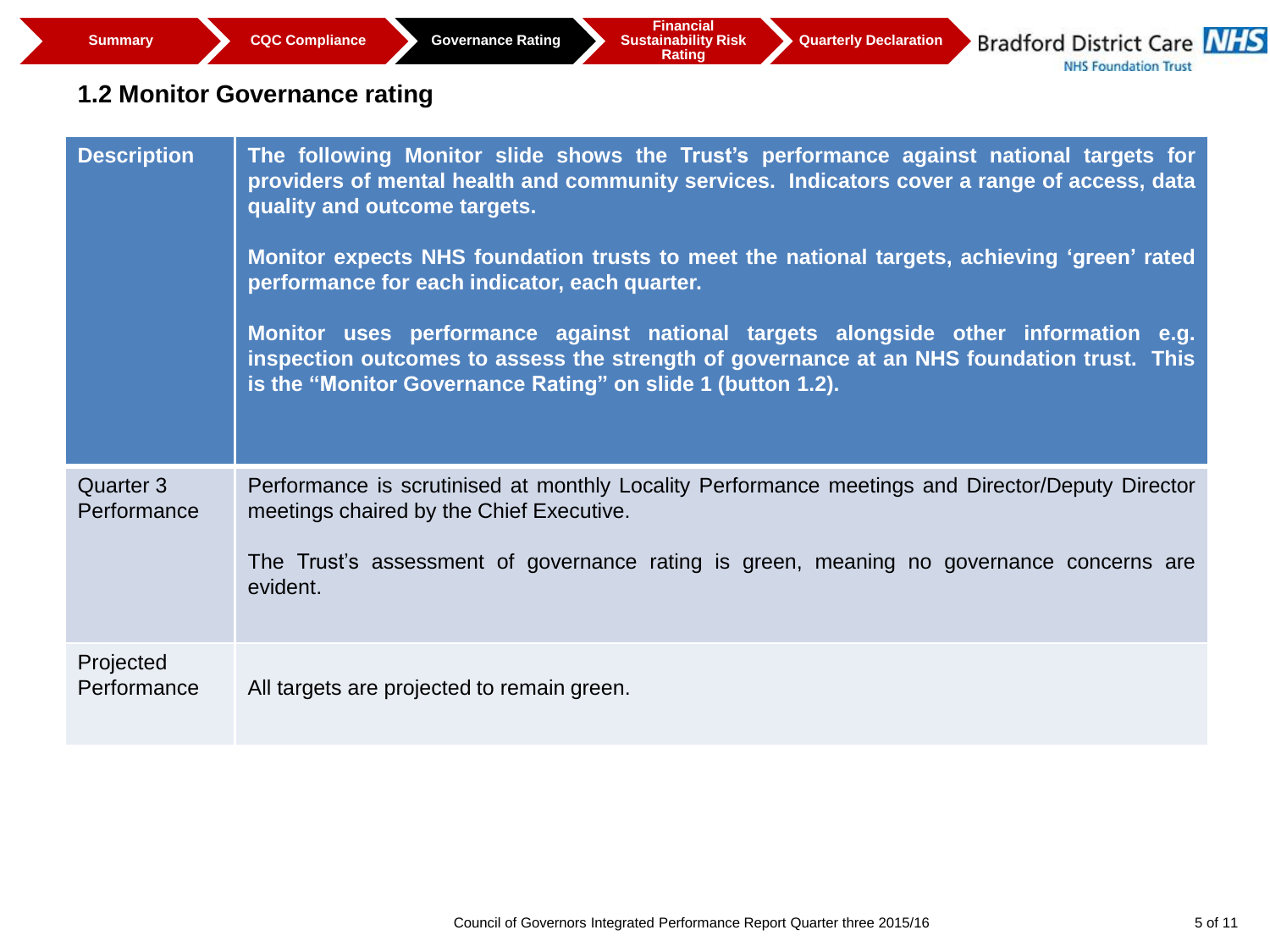Summary | CQC Compliance | Governance Rating | Financial Sustainability Risk Rating | Quarterly Declaration

## 1.2 Monitor Governance rating

| **Description** | **The following Monitor slide shows the Trust's performance against national targets for providers of mental health and community services. Indicators cover a range of access, data quality and outcome targets.**<br><br>**Monitor expects NHS foundation trusts to meet the national targets, achieving 'green' rated performance for each indicator, each quarter.**<br><br>**Monitor uses performance against national targets alongside other information e.g. inspection outcomes to assess the strength of governance at an NHS foundation trust. This is the "Monitor Governance Rating" on slide 1 (button 1.2).** |
|---|---|
| Quarter 3 Performance | Performance is scrutinised at monthly Locality Performance meetings and Director/Deputy Director meetings chaired by the Chief Executive.<br><br>The Trust's assessment of governance rating is green, meaning no governance concerns are evident. |
| Projected Performance | All targets are projected to remain green. |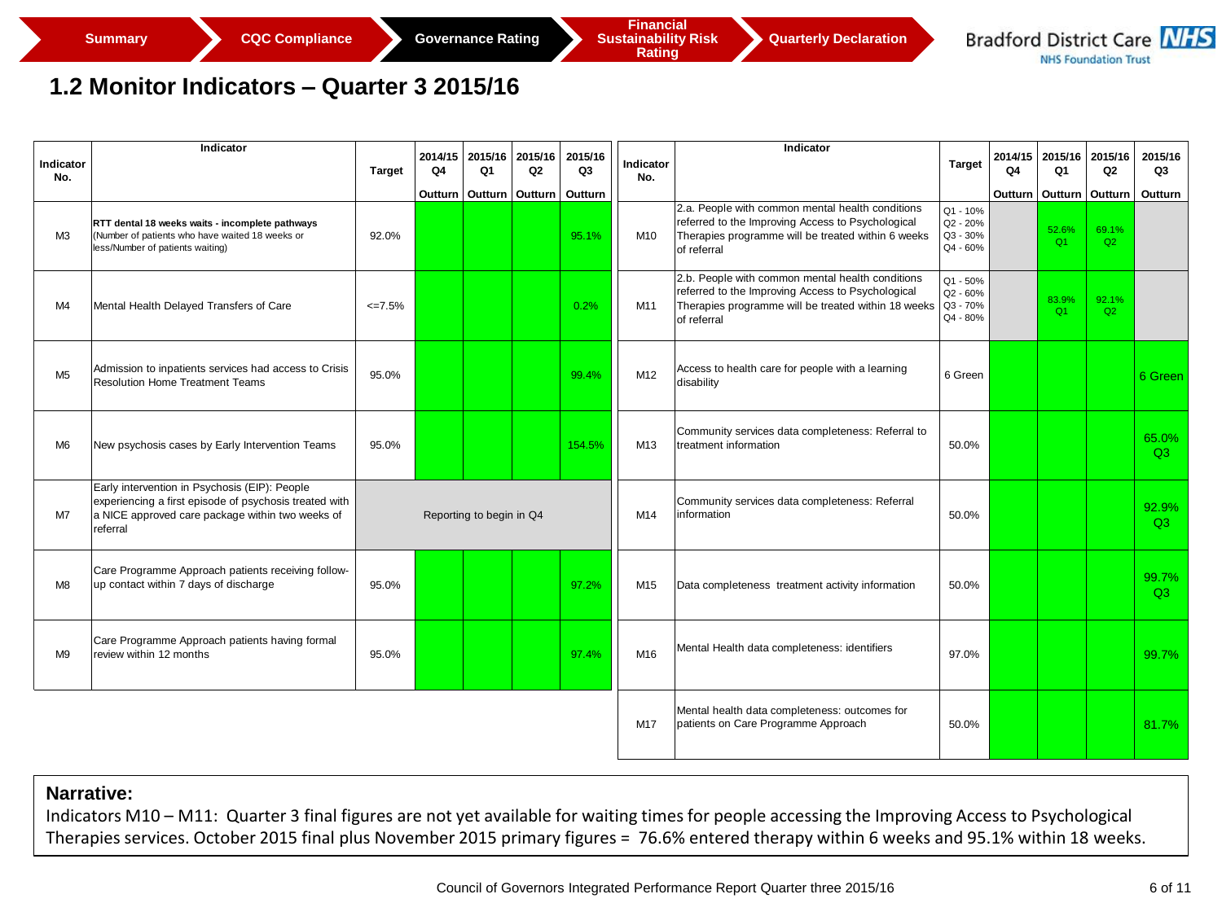Summary | CQC Compliance | Governance Rating | Financial Sustainability Risk Rating | Quarterly Declaration

Bradford District Care NHS Foundation Trust

# 1.2 Monitor Indicators – Quarter 3 2015/16

| Indicator No. | Indicator | Target | 2014/15 Q4 Outturn | 2015/16 Q1 Outturn | 2015/16 Q2 Outturn | 2015/16 Q3 Outturn |
|---|---|---|---|---|---|---|
| M3 | **RTT dental 18 weeks waits - incomplete pathways** (Number of patients who have waited 18 weeks or less/Number of patients waiting) | 92.0% | | | | 95.1% |
| M4 | Mental Health Delayed Transfers of Care | <=7.5% | | | | 0.2% |
| M5 | Admission to inpatients services had access to Crisis Resolution Home Treatment Teams | 95.0% | | | | 99.4% |
| M6 | New psychosis cases by Early Intervention Teams | 95.0% | | | | 154.5% |
| M7 | Early intervention in Psychosis (EIP): People experiencing a first episode of psychosis treated with a NICE approved care package within two weeks of referral | Reporting to begin in Q4 | | | | |
| M8 | Care Programme Approach patients receiving follow-up contact within 7 days of discharge | 95.0% | | | | 97.2% |
| M9 | Care Programme Approach patients having formal review within 12 months | 95.0% | | | | 97.4% |

| Indicator No. | Indicator | Target | 2014/15 Q4 Outturn | 2015/16 Q1 Outturn | 2015/16 Q2 Outturn | 2015/16 Q3 Outturn |
|---|---|---|---|---|---|---|
| M10 | 2.a. People with common mental health conditions referred to the Improving Access to Psychological Therapies programme will be treated within 6 weeks of referral | Q1 - 10% Q2 - 20% Q3 - 30% Q4 - 60% | | 52.6% Q1 | 69.1% Q2 | |
| M11 | 2.b. People with common mental health conditions referred to the Improving Access to Psychological Therapies programme will be treated within 18 weeks of referral | Q1 - 50% Q2 - 60% Q3 - 70% Q4 - 80% | | 83.9% Q1 | 92.1% Q2 | |
| M12 | Access to health care for people with a learning disability | 6 Green | | | | 6 Green |
| M13 | Community services data completeness: Referral to treatment information | 50.0% | | | | 65.0% Q3 |
| M14 | Community services data completeness: Referral information | 50.0% | | | | 92.9% Q3 |
| M15 | Data completeness treatment activity information | 50.0% | | | | 99.7% Q3 |
| M16 | Mental Health data completeness: identifiers | 97.0% | | | | 99.7% |
| M17 | Mental health data completeness: outcomes for patients on Care Programme Approach | 50.0% | | | | 81.7% |

**Narrative:**

Indicators M10 – M11: Quarter 3 final figures are not yet available for waiting times for people accessing the Improving Access to Psychological Therapies services. October 2015 final plus November 2015 primary figures = 76.6% entered therapy within 6 weeks and 95.1% within 18 weeks.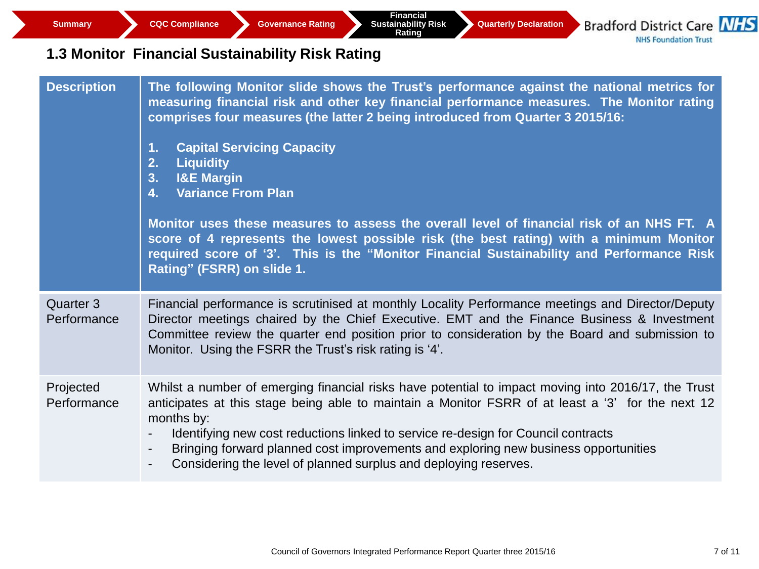Summary | CQC Compliance | Governance Rating | Financial Sustainability Risk Rating | Quarterly Declaration

Bradford District Care NHS Foundation Trust

## 1.3 Monitor Financial Sustainability Risk Rating

| Description | The following Monitor slide shows the Trust's performance against the national metrics for measuring financial risk and other key financial performance measures. The Monitor rating comprises four measures (the latter 2 being introduced from Quarter 3 2015/16:<br><br>1. Capital Servicing Capacity<br>2. Liquidity<br>3. I&E Margin<br>4. Variance From Plan<br><br>Monitor uses these measures to assess the overall level of financial risk of an NHS FT. A score of 4 represents the lowest possible risk (the best rating) with a minimum Monitor required score of '3'. This is the "Monitor Financial Sustainability and Performance Risk Rating" (FSRR) on slide 1. |
|---|---|
| Quarter 3 Performance | Financial performance is scrutinised at monthly Locality Performance meetings and Director/Deputy Director meetings chaired by the Chief Executive. EMT and the Finance Business & Investment Committee review the quarter end position prior to consideration by the Board and submission to Monitor. Using the FSRR the Trust's risk rating is '4'. |
| Projected Performance | Whilst a number of emerging financial risks have potential to impact moving into 2016/17, the Trust anticipates at this stage being able to maintain a Monitor FSRR of at least a '3' for the next 12 months by:<br>- Identifying new cost reductions linked to service re-design for Council contracts<br>- Bringing forward planned cost improvements and exploring new business opportunities<br>- Considering the level of planned surplus and deploying reserves. |

Council of Governors Integrated Performance Report Quarter three 2015/16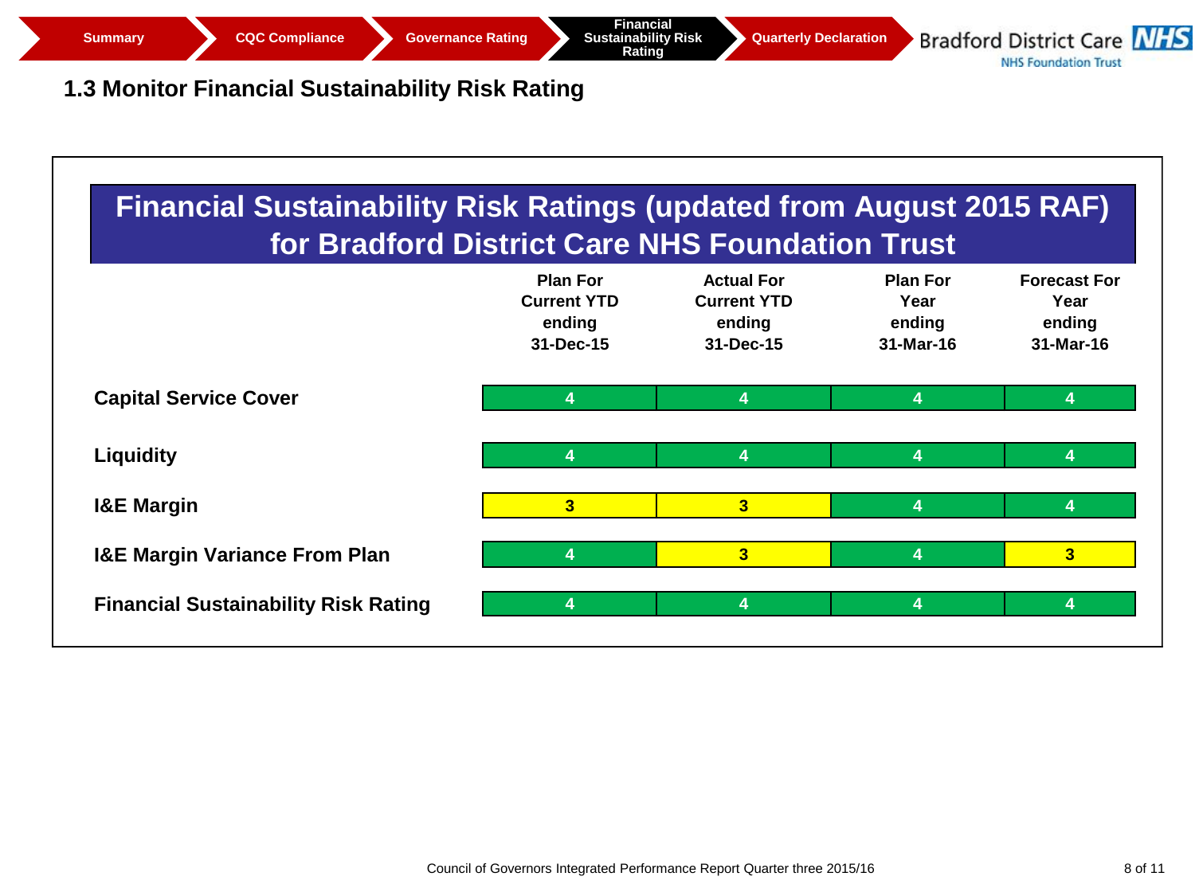## 1.3 Monitor Financial Sustainability Risk Rating

### Financial Sustainability Risk Ratings (updated from August 2015 RAF) for Bradford District Care NHS Foundation Trust

| | Plan For Current YTD ending 31-Dec-15 | Actual For Current YTD ending 31-Dec-15 | Plan For Year ending 31-Mar-16 | Forecast For Year ending 31-Mar-16 |
|---|---|---|---|---|
| **Capital Service Cover** | 4 | 4 | 4 | 4 |
| **Liquidity** | 4 | 4 | 4 | 4 |
| **I&E Margin** | 3 | 3 | 4 | 4 |
| **I&E Margin Variance From Plan** | 4 | 3 | 4 | 3 |
| **Financial Sustainability Risk Rating** | 4 | 4 | 4 | 4 |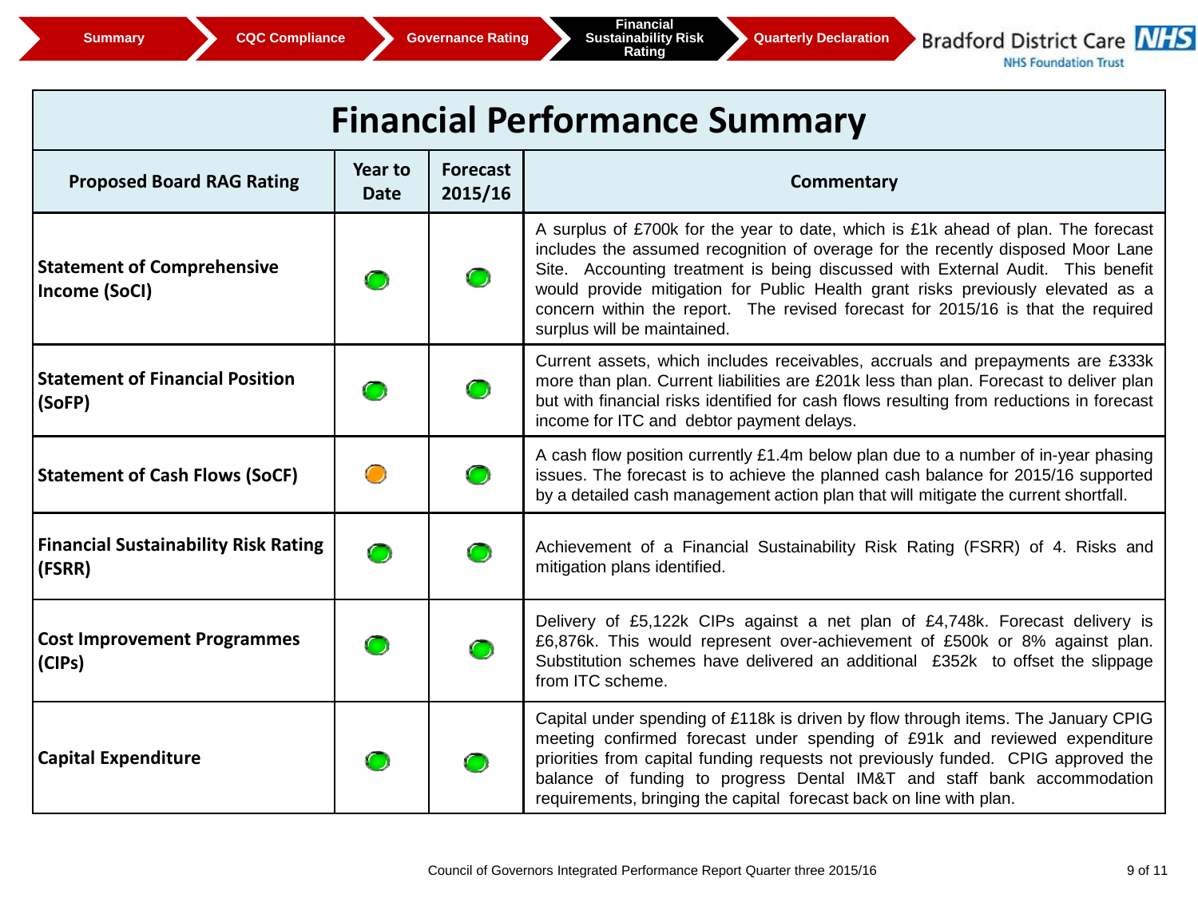Summary | CQC Compliance | Governance Rating | Financial Sustainability Risk Rating | Quarterly Declaration

Bradford District Care NHS Foundation Trust

# Financial Performance Summary

| Proposed Board RAG Rating | Year to Date | Forecast 2015/16 | Commentary |
|---|---|---|---|
| **Statement of Comprehensive Income (SoCI)** | Green | Green | A surplus of £700k for the year to date, which is £1k ahead of plan. The forecast includes the assumed recognition of overage for the recently disposed Moor Lane Site. Accounting treatment is being discussed with External Audit. This benefit would provide mitigation for Public Health grant risks previously elevated as a concern within the report. The revised forecast for 2015/16 is that the required surplus will be maintained. |
| **Statement of Financial Position (SoFP)** | Green | Green | Current assets, which includes receivables, accruals and prepayments are £333k more than plan. Current liabilities are £201k less than plan. Forecast to deliver plan but with financial risks identified for cash flows resulting from reductions in forecast income for ITC and debtor payment delays. |
| **Statement of Cash Flows (SoCF)** | Amber | Green | A cash flow position currently £1.4m below plan due to a number of in-year phasing issues. The forecast is to achieve the planned cash balance for 2015/16 supported by a detailed cash management action plan that will mitigate the current shortfall. |
| **Financial Sustainability Risk Rating (FSRR)** | Green | Green | Achievement of a Financial Sustainability Risk Rating (FSRR) of 4. Risks and mitigation plans identified. |
| **Cost Improvement Programmes (CIPs)** | Green | Green | Delivery of £5,122k CIPs against a net plan of £4,748k. Forecast delivery is £6,876k. This would represent over-achievement of £500k or 8% against plan. Substitution schemes have delivered an additional £352k to offset the slippage from ITC scheme. |
| **Capital Expenditure** | Green | Green | Capital under spending of £118k is driven by flow through items. The January CPIG meeting confirmed forecast under spending of £91k and reviewed expenditure priorities from capital funding requests not previously funded. CPIG approved the balance of funding to progress Dental IM&T and staff bank accommodation requirements, bringing the capital forecast back on line with plan. |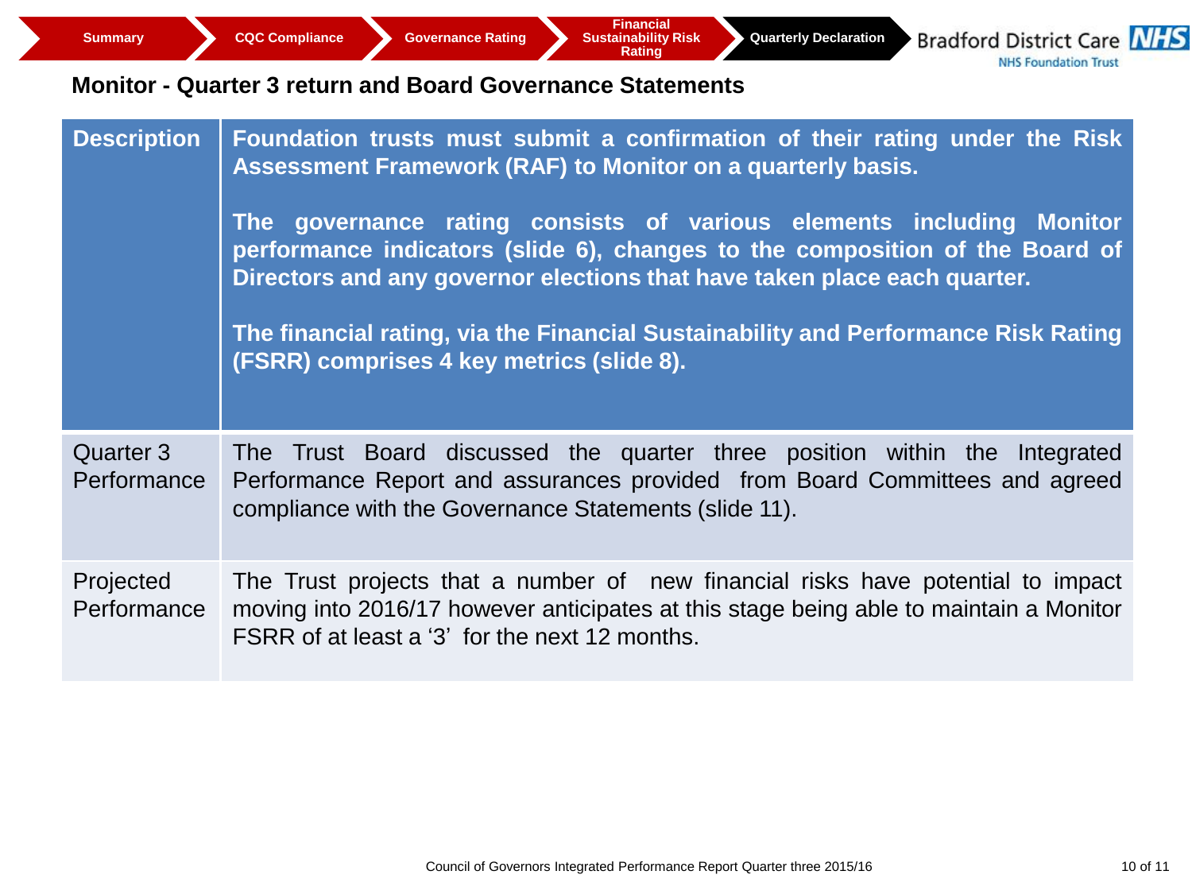Summary | CQC Compliance | Governance Rating | Financial Sustainability Risk Rating | **Quarterly Declaration**

## Monitor - Quarter 3 return and Board Governance Statements

| Description | Foundation trusts must submit a confirmation of their rating under the Risk Assessment Framework (RAF) to Monitor on a quarterly basis.<br><br>The governance rating consists of various elements including Monitor performance indicators (slide 6), changes to the composition of the Board of Directors and any governor elections that have taken place each quarter.<br><br>The financial rating, via the Financial Sustainability and Performance Risk Rating (FSRR) comprises 4 key metrics (slide 8). |
|---|---|
| Quarter 3 Performance | The Trust Board discussed the quarter three position within the Integrated Performance Report and assurances provided from Board Committees and agreed compliance with the Governance Statements (slide 11). |
| Projected Performance | The Trust projects that a number of new financial risks have potential to impact moving into 2016/17 however anticipates at this stage being able to maintain a Monitor FSRR of at least a '3' for the next 12 months. |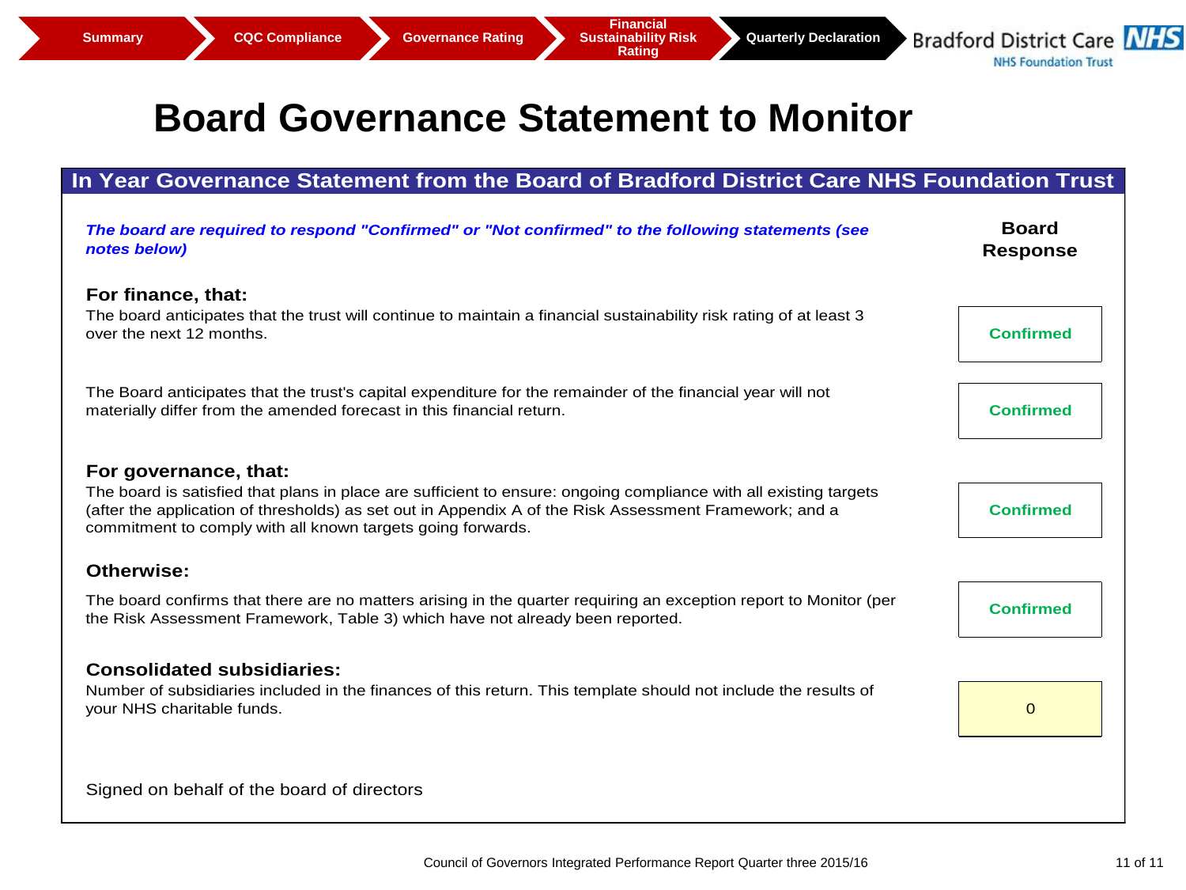Summary | CQC Compliance | Governance Rating | Financial Sustainability Risk Rating | Quarterly Declaration

Bradford District Care NHS Foundation Trust

# Board Governance Statement to Monitor

## In Year Governance Statement from the Board of Bradford District Care NHS Foundation Trust

| *The board are required to respond "Confirmed" or "Not confirmed" to the following statements (see notes below)* | **Board Response** |
|---|---|
| **For finance, that:** The board anticipates that the trust will continue to maintain a financial sustainability risk rating of at least 3 over the next 12 months. | Confirmed |
| The Board anticipates that the trust's capital expenditure for the remainder of the financial year will not materially differ from the amended forecast in this financial return. | Confirmed |
| **For governance, that:** The board is satisfied that plans in place are sufficient to ensure: ongoing compliance with all existing targets (after the application of thresholds) as set out in Appendix A of the Risk Assessment Framework; and a commitment to comply with all known targets going forwards. | Confirmed |
| **Otherwise:** The board confirms that there are no matters arising in the quarter requiring an exception report to Monitor (per the Risk Assessment Framework, Table 3) which have not already been reported. | Confirmed |
| **Consolidated subsidiaries:** Number of subsidiaries included in the finances of this return. This template should not include the results of your NHS charitable funds. | 0 |

Signed on behalf of the board of directors

Council of Governors Integrated Performance Report Quarter three 2015/16